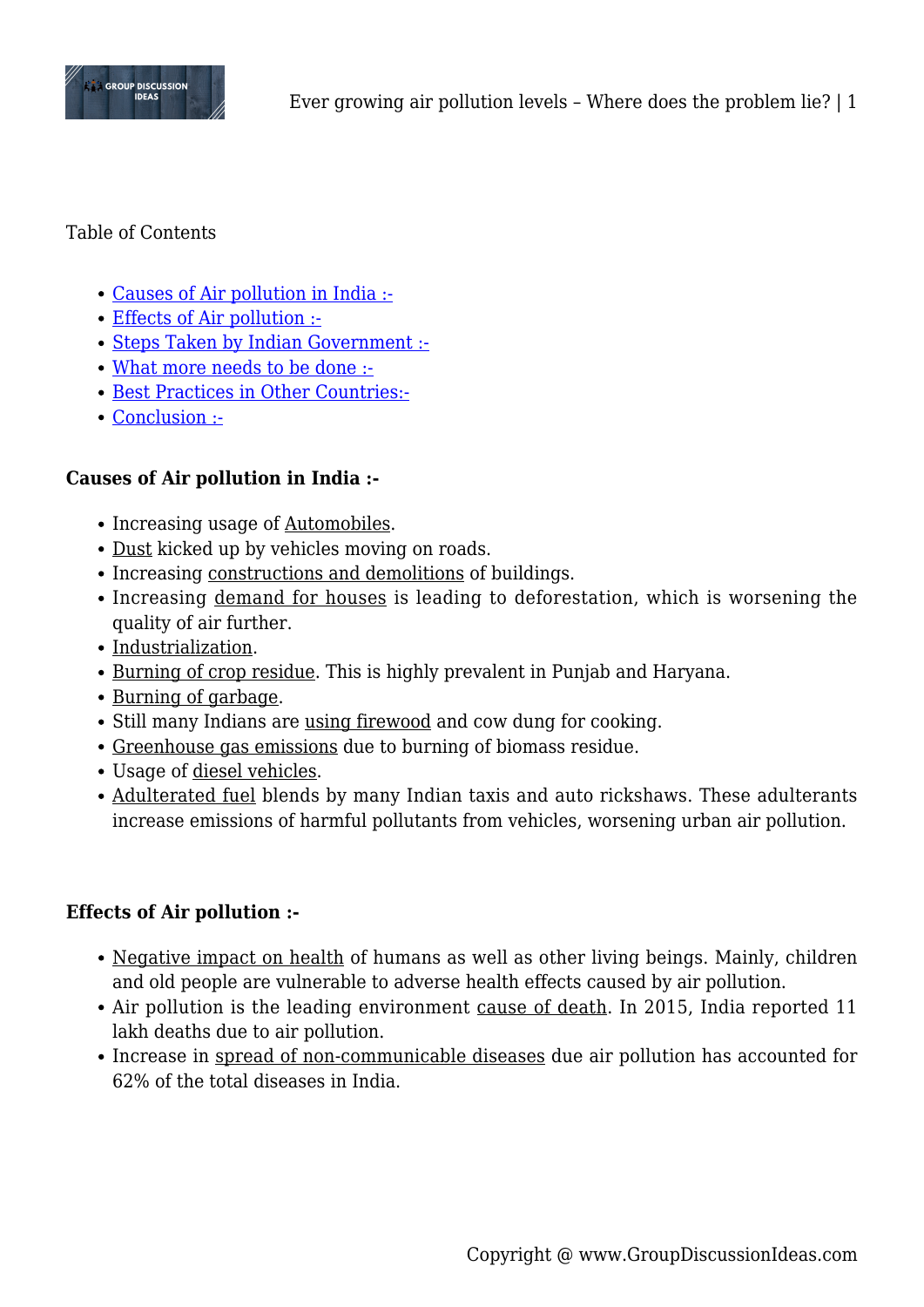Table of Contents

- Causes of Air pollution in India :-
- Effects of Air pollution :-
- Steps Taken by Indian Government :-
- What more needs to be done :-
- Best Practices in Other Countries:-
- Conclusion :-

**Causes of Air pollution in India :-**

- Increasing usage of Automobiles.
- Dust kicked up by vehicles moving on roads.
- Increasing constructions and demolitions of buildings.
- Increasing demand for houses is leading to deforestation, which is worsening the quality of air further.
- Industrialization.
- Burning of crop residue. This is highly prevalent in Punjab and Haryana.
- Burning of garbage.
- Still many Indians are using firewood and cow dung for cooking.
- Greenhouse gas emissions due to burning of biomass residue.
- Usage of diesel vehicles.
- Adulterated fuel blends by many Indian taxis and auto rickshaws. These adulterants increase emissions of harmful pollutants from vehicles, worsening urban air pollution.

**Effects of Air pollution :-**

- Negative impact on health of humans as well as other living beings. Mainly, children and old people are vulnerable to adverse health effects caused by air pollution.
- Air pollution is the leading environment cause of death. In 2015, India reported 11 lakh deaths due to air pollution.
- Increase in spread of non-communicable diseases due air pollution has accounted for 62% of the total diseases in India.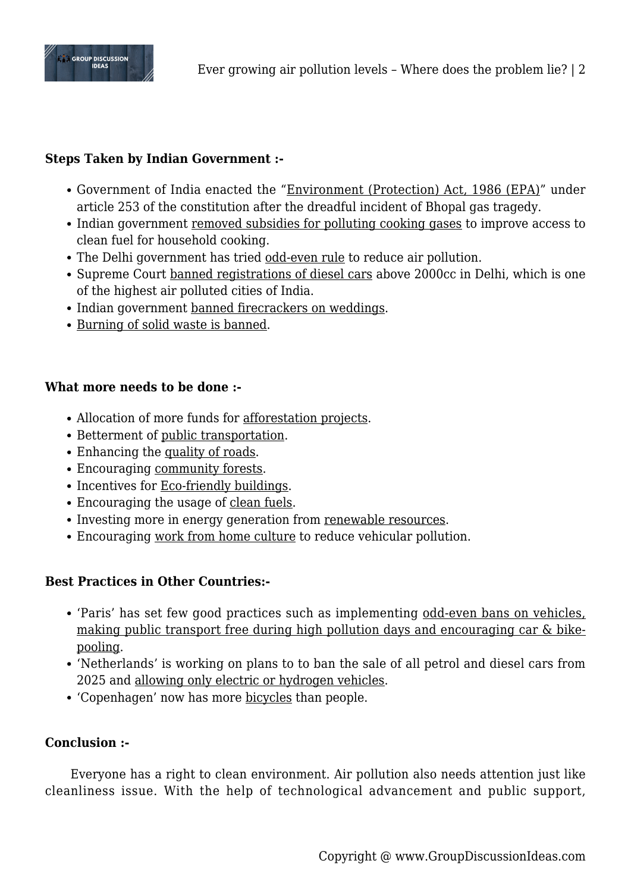**Steps Taken by Indian Government :-**

- Government of India enacted the "Environment (Protection) Act, 1986 (EPA)" under article 253 of the constitution after the dreadful incident of Bhopal gas tragedy.
- Indian government removed subsidies for polluting cooking gases to improve access to clean fuel for household cooking.
- The Delhi government has tried odd-even rule to reduce air pollution.
- Supreme Court banned registrations of diesel cars above 2000cc in Delhi, which is one of the highest air polluted cities of India.
- Indian government banned firecrackers on weddings.
- Burning of solid waste is banned.

**What more needs to be done :-**

- Allocation of more funds for afforestation projects.
- Betterment of public transportation.
- Enhancing the quality of roads.
- Encouraging community forests.
- Incentives for Eco-friendly buildings.
- Encouraging the usage of clean fuels.
- Investing more in energy generation from renewable resources.
- Encouraging work from home culture to reduce vehicular pollution.

**Best Practices in Other Countries:-**

- 'Paris' has set few good practices such as implementing odd-even bans on vehicles, making public transport free during high pollution days and encouraging car & bike-pooling.
- 'Netherlands' is working on plans to to ban the sale of all petrol and diesel cars from 2025 and allowing only electric or hydrogen vehicles.
- 'Copenhagen' now has more bicycles than people.

**Conclusion :-**

Everyone has a right to clean environment. Air pollution also needs attention just like cleanliness issue. With the help of technological advancement and public support,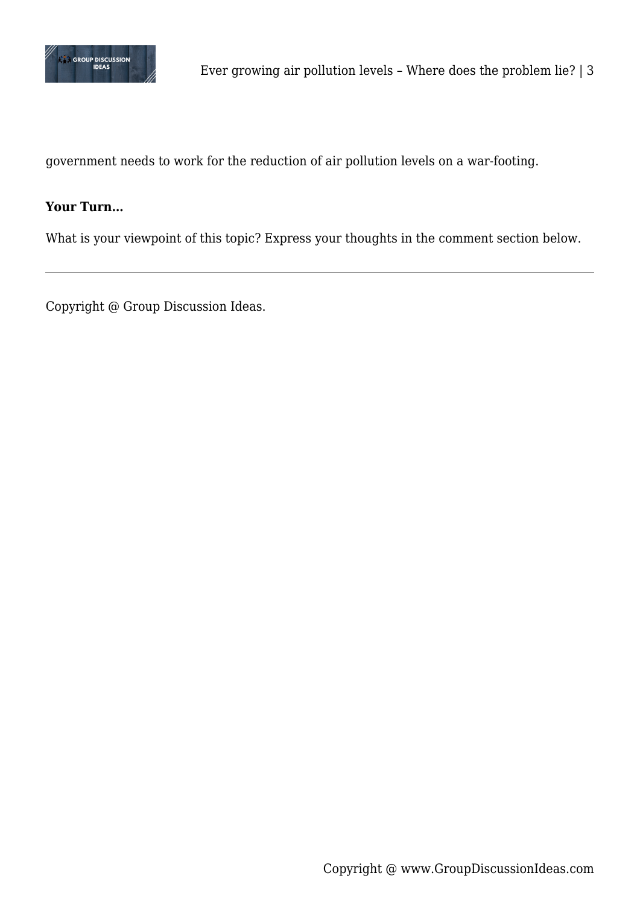government needs to work for the reduction of air pollution levels on a war-footing.

**Your Turn…**

What is your viewpoint of this topic? Express your thoughts in the comment section below.

---

Copyright @ Group Discussion Ideas.